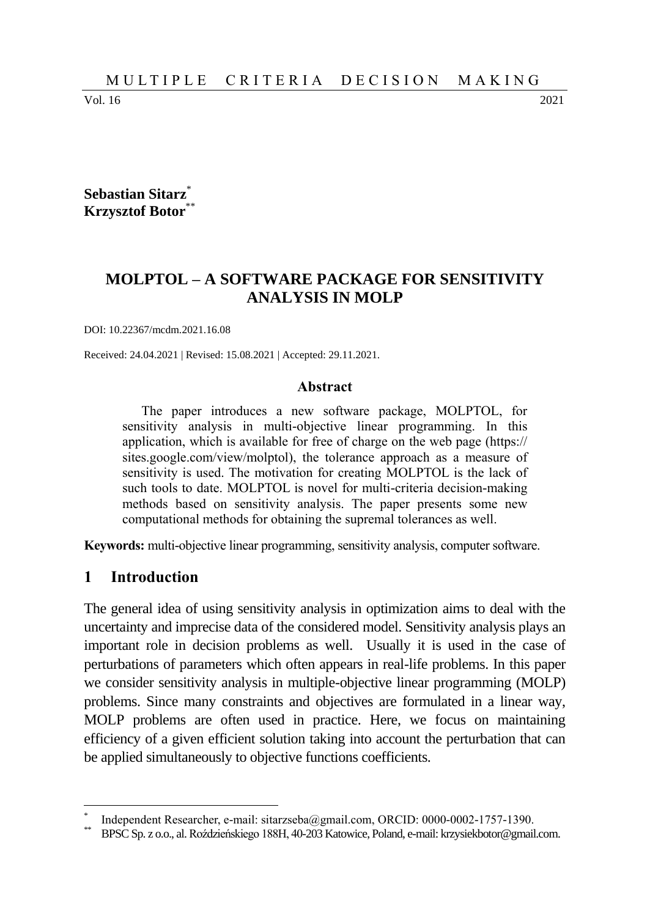Sebastian Sitarz[*]
Krzysztof Botor[**]

# MOLPTOL – A SOFTWARE PACKAGE FOR SENSITIVITY ANALYSIS IN MOLP

DOI: 10.22367/mcdm.2021.16.08

Received: 24.04.2021 | Revised: 15.08.2021 | Accepted: 29.11.2021.

### Abstract

The paper introduces a new software package, MOLPTOL, for sensitivity analysis in multi-objective linear programming. In this application, which is available for free of charge on the web page (https://sites.google.com/view/molptol), the tolerance approach as a measure of sensitivity is used. The motivation for creating MOLPTOL is the lack of such tools to date. MOLPTOL is novel for multi-criteria decision-making methods based on sensitivity analysis. The paper presents some new computational methods for obtaining the supremal tolerances as well.

**Keywords:** multi-objective linear programming, sensitivity analysis, computer software.

## 1 Introduction

The general idea of using sensitivity analysis in optimization aims to deal with the uncertainty and imprecise data of the considered model. Sensitivity analysis plays an important role in decision problems as well. Usually it is used in the case of perturbations of parameters which often appears in real-life problems. In this paper we consider sensitivity analysis in multiple-objective linear programming (MOLP) problems. Since many constraints and objectives are formulated in a linear way, MOLP problems are often used in practice. Here, we focus on maintaining efficiency of a given efficient solution taking into account the perturbation that can be applied simultaneously to objective functions coefficients.

---

[*] Independent Researcher, e-mail: sitarzseba@gmail.com, ORCID: 0000-0002-1757-1390.

[**] BPSC Sp. z o.o., al. Roździeńskiego 188H, 40-203 Katowice, Poland, e-mail: krzysiekbotor@gmail.com.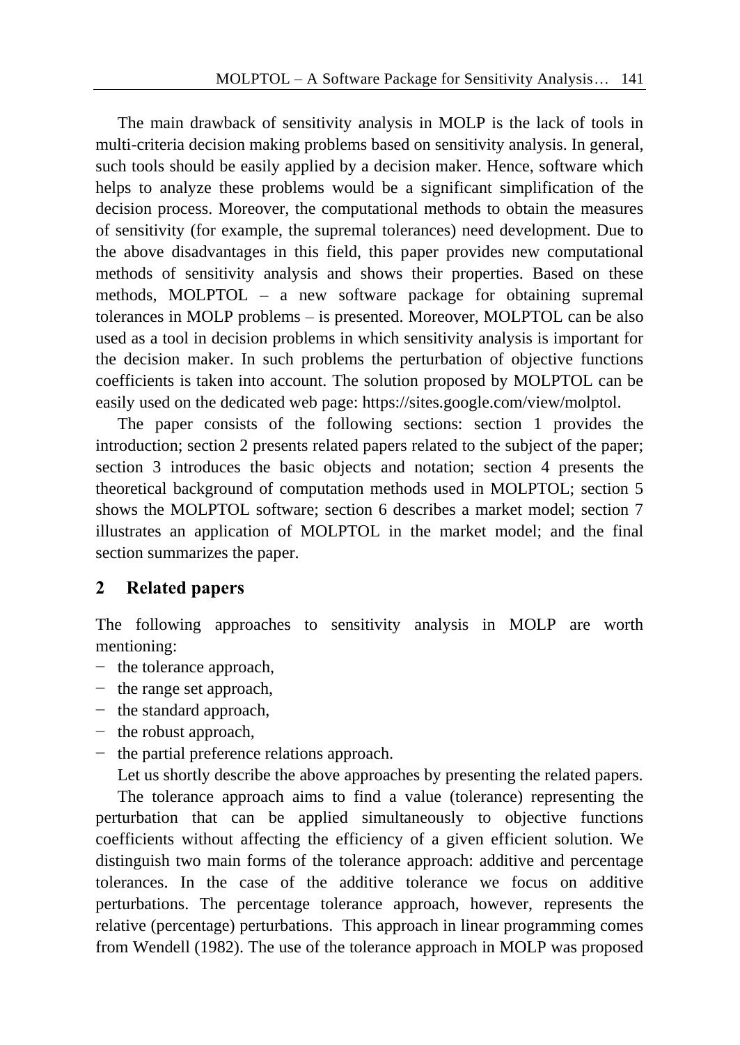The main drawback of sensitivity analysis in MOLP is the lack of tools in multi-criteria decision making problems based on sensitivity analysis. In general, such tools should be easily applied by a decision maker. Hence, software which helps to analyze these problems would be a significant simplification of the decision process. Moreover, the computational methods to obtain the measures of sensitivity (for example, the supremal tolerances) need development. Due to the above disadvantages in this field, this paper provides new computational methods of sensitivity analysis and shows their properties. Based on these methods, MOLPTOL – a new software package for obtaining supremal tolerances in MOLP problems – is presented. Moreover, MOLPTOL can be also used as a tool in decision problems in which sensitivity analysis is important for the decision maker. In such problems the perturbation of objective functions coefficients is taken into account. The solution proposed by MOLPTOL can be easily used on the dedicated web page: https://sites.google.com/view/molptol.

The paper consists of the following sections: section 1 provides the introduction; section 2 presents related papers related to the subject of the paper; section 3 introduces the basic objects and notation; section 4 presents the theoretical background of computation methods used in MOLPTOL; section 5 shows the MOLPTOL software; section 6 describes a market model; section 7 illustrates an application of MOLPTOL in the market model; and the final section summarizes the paper.

## 2 Related papers

The following approaches to sensitivity analysis in MOLP are worth mentioning:

- the tolerance approach,
- the range set approach,
- the standard approach,
- the robust approach,
- the partial preference relations approach.

Let us shortly describe the above approaches by presenting the related papers.

The tolerance approach aims to find a value (tolerance) representing the perturbation that can be applied simultaneously to objective functions coefficients without affecting the efficiency of a given efficient solution. We distinguish two main forms of the tolerance approach: additive and percentage tolerances. In the case of the additive tolerance we focus on additive perturbations. The percentage tolerance approach, however, represents the relative (percentage) perturbations. This approach in linear programming comes from Wendell (1982). The use of the tolerance approach in MOLP was proposed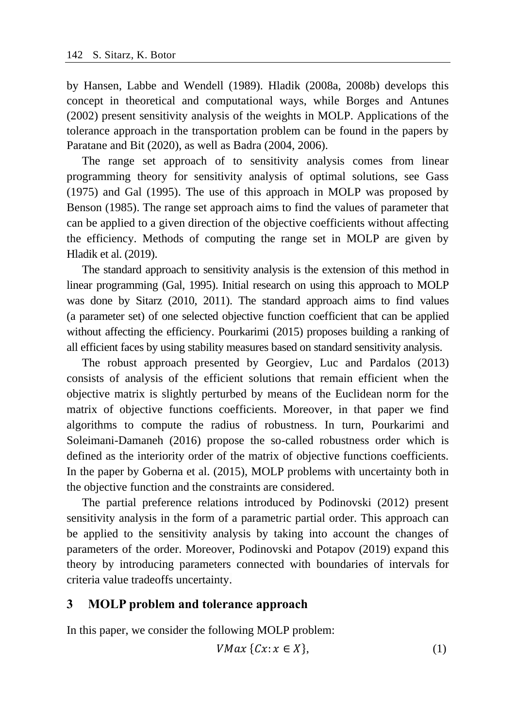by Hansen, Labbe and Wendell (1989). Hladik (2008a, 2008b) develops this concept in theoretical and computational ways, while Borges and Antunes (2002) present sensitivity analysis of the weights in MOLP. Applications of the tolerance approach in the transportation problem can be found in the papers by Paratane and Bit (2020), as well as Badra (2004, 2006).

The range set approach of to sensitivity analysis comes from linear programming theory for sensitivity analysis of optimal solutions, see Gass (1975) and Gal (1995). The use of this approach in MOLP was proposed by Benson (1985). The range set approach aims to find the values of parameter that can be applied to a given direction of the objective coefficients without affecting the efficiency. Methods of computing the range set in MOLP are given by Hladik et al. (2019).

The standard approach to sensitivity analysis is the extension of this method in linear programming (Gal, 1995). Initial research on using this approach to MOLP was done by Sitarz (2010, 2011). The standard approach aims to find values (a parameter set) of one selected objective function coefficient that can be applied without affecting the efficiency. Pourkarimi (2015) proposes building a ranking of all efficient faces by using stability measures based on standard sensitivity analysis.

The robust approach presented by Georgiev, Luc and Pardalos (2013) consists of analysis of the efficient solutions that remain efficient when the objective matrix is slightly perturbed by means of the Euclidean norm for the matrix of objective functions coefficients. Moreover, in that paper we find algorithms to compute the radius of robustness. In turn, Pourkarimi and Soleimani-Damaneh (2016) propose the so-called robustness order which is defined as the interiority order of the matrix of objective functions coefficients. In the paper by Goberna et al. (2015), MOLP problems with uncertainty both in the objective function and the constraints are considered.

The partial preference relations introduced by Podinovski (2012) present sensitivity analysis in the form of a parametric partial order. This approach can be applied to the sensitivity analysis by taking into account the changes of parameters of the order. Moreover, Podinovski and Potapov (2019) expand this theory by introducing parameters connected with boundaries of intervals for criteria value tradeoffs uncertainty.

## 3 MOLP problem and tolerance approach

In this paper, we consider the following MOLP problem:

$$VMax\,\{Cx : x \in X\}, \tag{1}$$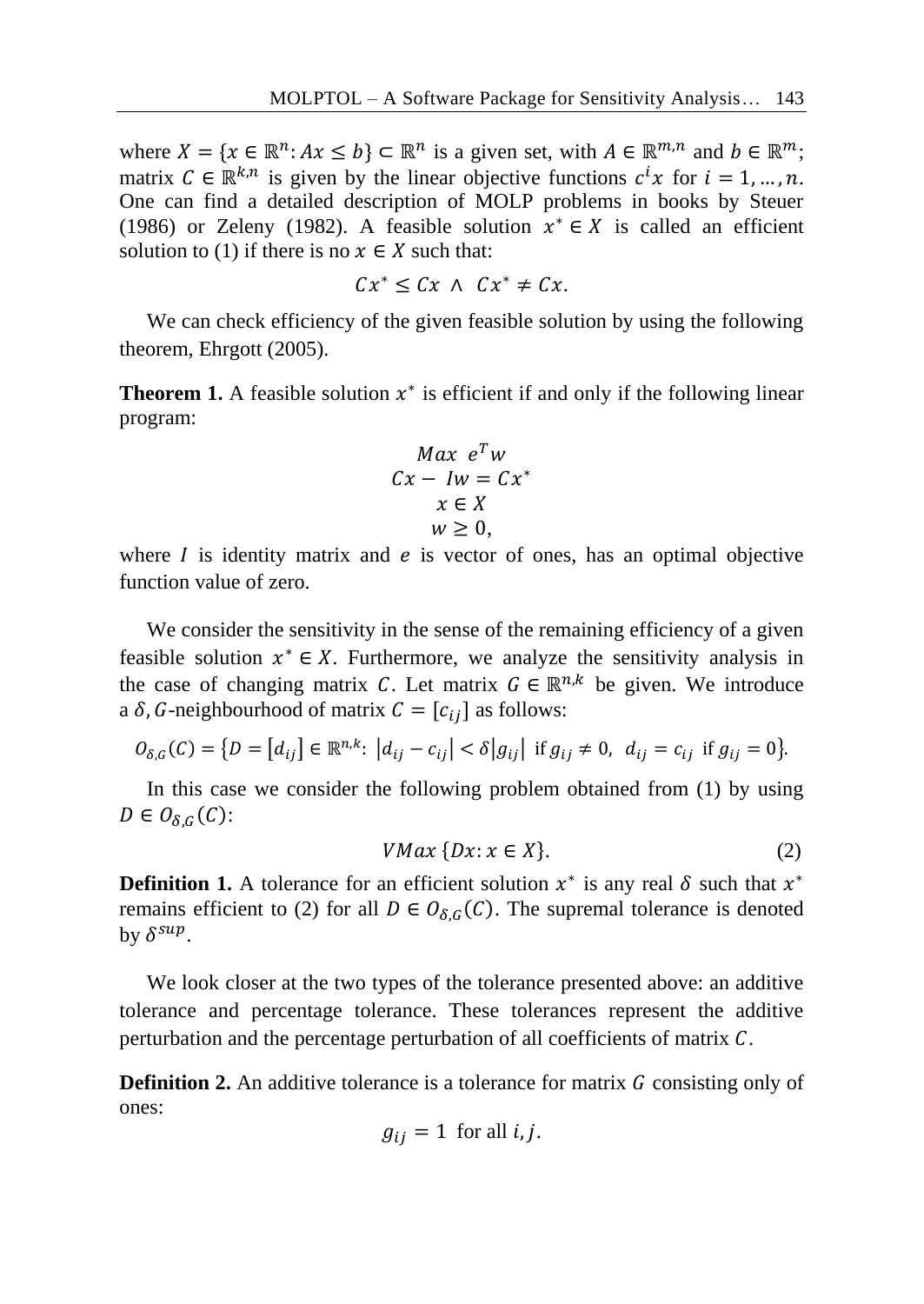where $X = \{x \in \mathbb{R}^n : Ax \leq b\} \subset \mathbb{R}^n$ is a given set, with $A \in \mathbb{R}^{m,n}$ and $b \in \mathbb{R}^m$; matrix $C \in \mathbb{R}^{k,n}$ is given by the linear objective functions $c^i x$ for $i = 1, \ldots, n$. One can find a detailed description of MOLP problems in books by Steuer (1986) or Zeleny (1982). A feasible solution $x^* \in X$ is called an efficient solution to (1) if there is no $x \in X$ such that:

$$Cx^* \leq Cx \ \wedge \ Cx^* \neq Cx.$$

We can check efficiency of the given feasible solution by using the following theorem, Ehrgott (2005).

**Theorem 1.** A feasible solution $x^*$ is efficient if and only if the following linear program:

$$\begin{gathered} Max \ \ e^T w \\ Cx - \ Iw = Cx^* \\ x \in X \\ w \geq 0, \end{gathered}$$

where $I$ is identity matrix and $e$ is vector of ones, has an optimal objective function value of zero.

We consider the sensitivity in the sense of the remaining efficiency of a given feasible solution $x^* \in X$. Furthermore, we analyze the sensitivity analysis in the case of changing matrix $C$. Let matrix $G \in \mathbb{R}^{n,k}$ be given. We introduce a $\delta, G$-neighbourhood of matrix $C = [c_{ij}]$ as follows:

$$O_{\delta,G}(C) = \{D = [d_{ij}] \in \mathbb{R}^{n,k} : \ |d_{ij} - c_{ij}| < \delta |g_{ij}| \ \text{ if } g_{ij} \neq 0, \ \ d_{ij} = c_{ij} \ \text{ if } g_{ij} = 0\}.$$

In this case we consider the following problem obtained from (1) by using $D \in O_{\delta,G}(C)$:

$$VMax \ \{Dx : x \in X\}. \tag{2}$$

**Definition 1.** A tolerance for an efficient solution $x^*$ is any real $\delta$ such that $x^*$ remains efficient to (2) for all $D \in O_{\delta,G}(C)$. The supremal tolerance is denoted by $\delta^{sup}$.

We look closer at the two types of the tolerance presented above: an additive tolerance and percentage tolerance. These tolerances represent the additive perturbation and the percentage perturbation of all coefficients of matrix $C$.

**Definition 2.** An additive tolerance is a tolerance for matrix $G$ consisting only of ones:

$$g_{ij} = 1 \ \text{ for all } i, j.$$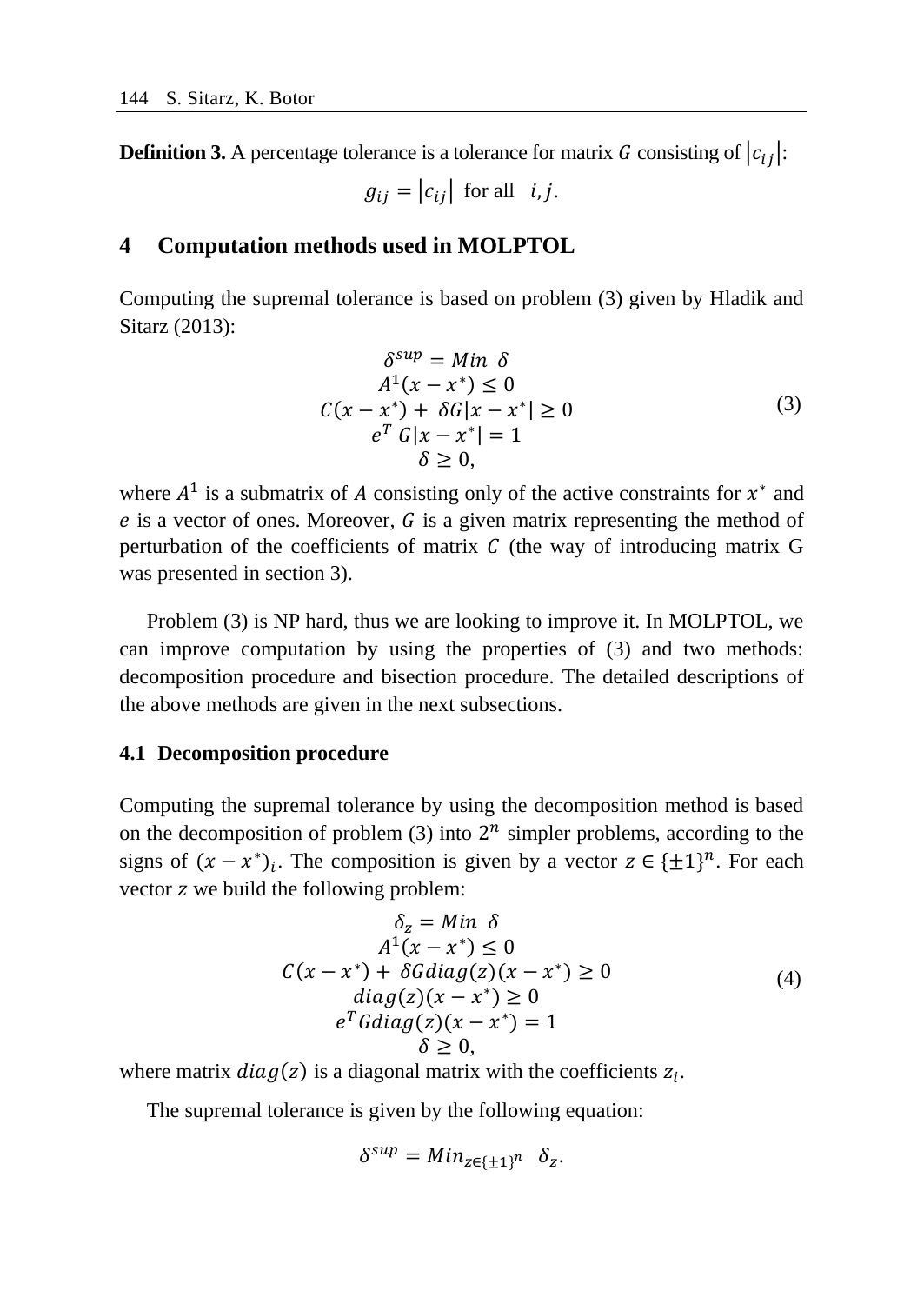**Definition 3.** A percentage tolerance is a tolerance for matrix $G$ consisting of $|c_{ij}|$:

$$g_{ij} = |c_{ij}| \text{ for all } \quad i, j.$$

## 4 Computation methods used in MOLPTOL

Computing the supremal tolerance is based on problem (3) given by Hladik and Sitarz (2013):

$$\begin{gathered} \delta^{sup} = Min \;\; \delta \\ A^1(x - x^*) \le 0 \\ C(x - x^*) + \; \delta G|x - x^*| \ge 0 \\ e^T \, G|x - x^*| = 1 \\ \delta \ge 0, \end{gathered} \tag{3}$$

where $A^1$ is a submatrix of $A$ consisting only of the active constraints for $x^*$ and $e$ is a vector of ones. Moreover, $G$ is a given matrix representing the method of perturbation of the coefficients of matrix $C$ (the way of introducing matrix G was presented in section 3).

Problem (3) is NP hard, thus we are looking to improve it. In MOLPTOL, we can improve computation by using the properties of (3) and two methods: decomposition procedure and bisection procedure. The detailed descriptions of the above methods are given in the next subsections.

### 4.1 Decomposition procedure

Computing the supremal tolerance by using the decomposition method is based on the decomposition of problem (3) into $2^n$ simpler problems, according to the signs of $(x - x^*)_i$. The composition is given by a vector $z \in \{\pm 1\}^n$. For each vector $z$ we build the following problem:

$$\begin{gathered} \delta_z = Min \;\; \delta \\ A^1(x - x^*) \le 0 \\ C(x - x^*) + \; \delta G diag(z)(x - x^*) \ge 0 \\ diag(z)(x - x^*) \ge 0 \\ e^T G diag(z)(x - x^*) = 1 \\ \delta \ge 0, \end{gathered} \tag{4}$$

where matrix $diag(z)$ is a diagonal matrix with the coefficients $z_i$.

The supremal tolerance is given by the following equation:

$$\delta^{sup} = Min_{z \in \{\pm 1\}^n} \;\; \delta_z.$$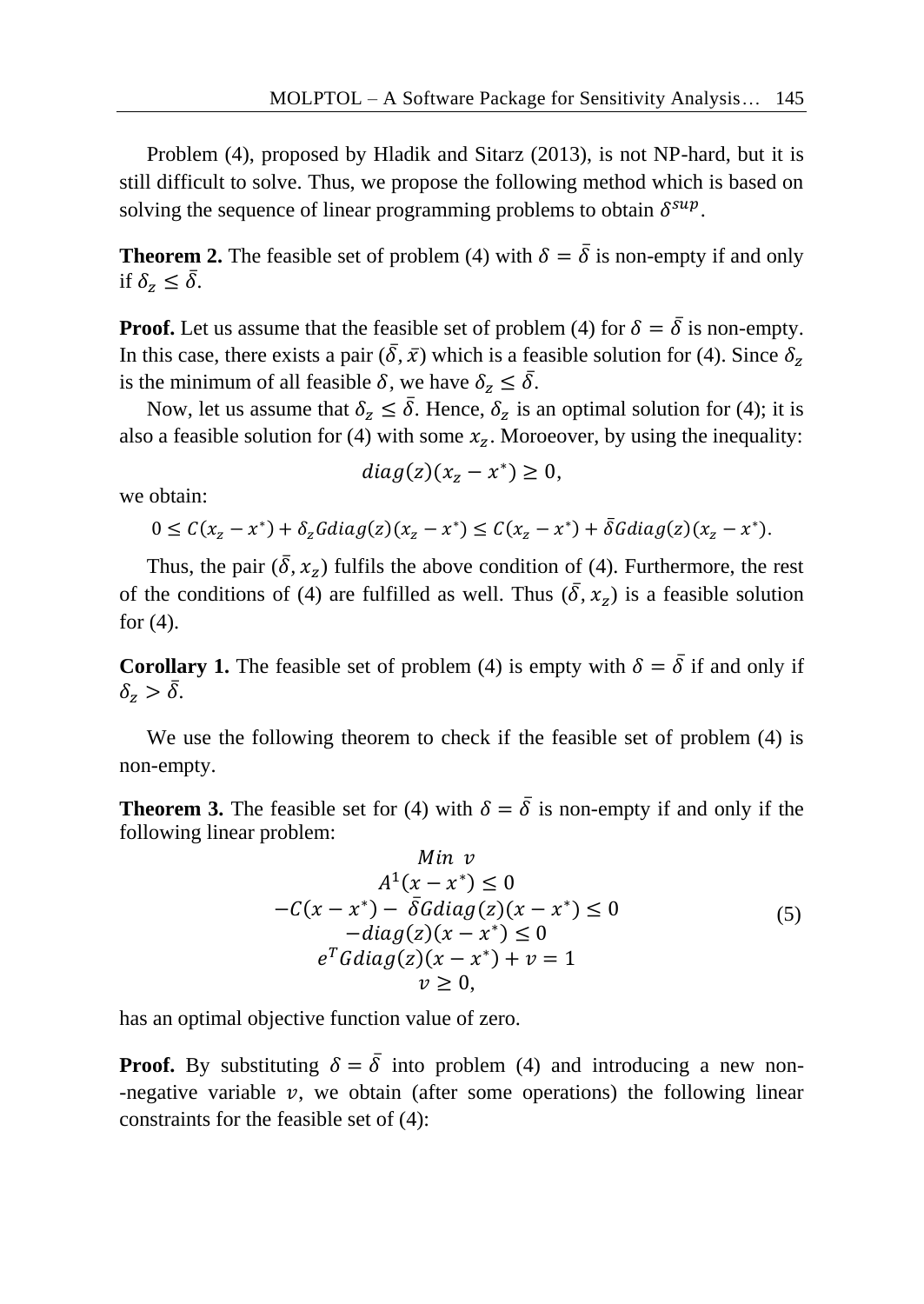Problem (4), proposed by Hladik and Sitarz (2013), is not NP-hard, but it is still difficult to solve. Thus, we propose the following method which is based on solving the sequence of linear programming problems to obtain $\delta^{sup}$.

**Theorem 2.** The feasible set of problem (4) with $\delta = \bar{\delta}$ is non-empty if and only if $\delta_z \leq \bar{\delta}$.

**Proof.** Let us assume that the feasible set of problem (4) for $\delta = \bar{\delta}$ is non-empty. In this case, there exists a pair $(\bar{\delta}, \bar{x})$ which is a feasible solution for (4). Since $\delta_z$ is the minimum of all feasible $\delta$, we have $\delta_z \leq \bar{\delta}$.

Now, let us assume that $\delta_z \leq \bar{\delta}$. Hence, $\delta_z$ is an optimal solution for (4); it is also a feasible solution for (4) with some $x_z$. Moroeover, by using the inequality:

$$diag(z)(x_z - x^*) \geq 0,$$

we obtain:

$$0 \leq C(x_z - x^*) + \delta_z G diag(z)(x_z - x^*) \leq C(x_z - x^*) + \bar{\delta} G diag(z)(x_z - x^*).$$

Thus, the pair $(\bar{\delta}, x_z)$ fulfils the above condition of (4). Furthermore, the rest of the conditions of (4) are fulfilled as well. Thus $(\bar{\delta}, x_z)$ is a feasible solution for (4).

**Corollary 1.** The feasible set of problem (4) is empty with $\delta = \bar{\delta}$ if and only if $\delta_z > \bar{\delta}$.

We use the following theorem to check if the feasible set of problem (4) is non-empty.

**Theorem 3.** The feasible set for (4) with $\delta = \bar{\delta}$ is non-empty if and only if the following linear problem:

$$\begin{gathered} Min\ v \\ A^1(x - x^*) \leq 0 \\ -C(x - x^*) - \bar{\delta} G diag(z)(x - x^*) \leq 0 \\ -diag(z)(x - x^*) \leq 0 \\ e^T G diag(z)(x - x^*) + v = 1 \\ v \geq 0, \end{gathered} \tag{5}$$

has an optimal objective function value of zero.

**Proof.** By substituting $\delta = \bar{\delta}$ into problem (4) and introducing a new non--negative variable $v$, we obtain (after some operations) the following linear constraints for the feasible set of (4):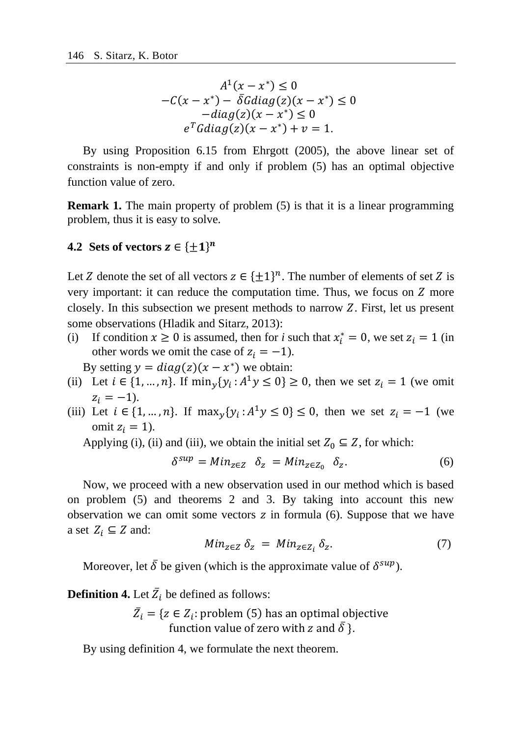$$
\begin{gathered}
A^1(x-x^*) \leq 0 \\
-C(x-x^*) - \bar{\delta} G diag(z)(x-x^*) \leq 0 \\
-diag(z)(x-x^*) \leq 0 \\
e^T G diag(z)(x-x^*) + v = 1.
\end{gathered}
$$

By using Proposition 6.15 from Ehrgott (2005), the above linear set of constraints is non-empty if and only if problem (5) has an optimal objective function value of zero.

**Remark 1.** The main property of problem (5) is that it is a linear programming problem, thus it is easy to solve.

### 4.2 Sets of vectors $z \in \{\pm 1\}^n$

Let $Z$ denote the set of all vectors $z \in \{\pm 1\}^n$. The number of elements of set $Z$ is very important: it can reduce the computation time. Thus, we focus on $Z$ more closely. In this subsection we present methods to narrow $Z$. First, let us present some observations (Hladik and Sitarz, 2013):

(i) If condition $x \geq 0$ is assumed, then for *i* such that $x_i^* = 0$, we set $z_i = 1$ (in other words we omit the case of $z_i = -1$).

By setting $y = diag(z)(x - x^*)$ we obtain:

(ii) Let $i \in \{1, \ldots, n\}$. If $\min_y\{y_i : A^1 y \leq 0\} \geq 0$, then we set $z_i = 1$ (we omit $z_i = -1$).

(iii) Let $i \in \{1, \ldots, n\}$. If $\max_y\{y_i : A^1 y \leq 0\} \leq 0$, then we set $z_i = -1$ (we omit $z_i = 1$).

Applying (i), (ii) and (iii), we obtain the initial set $Z_0 \subseteq Z$, for which:

$$
\delta^{sup} = Min_{z \in Z} \;\; \delta_z \; = Min_{z \in Z_0} \;\; \delta_z. \tag{6}
$$

Now, we proceed with a new observation used in our method which is based on problem (5) and theorems 2 and 3. By taking into account this new observation we can omit some vectors $z$ in formula (6). Suppose that we have a set $Z_i \subseteq Z$ and:

$$
Min_{z \in Z} \, \delta_z \; = \; Min_{z \in Z_i} \, \delta_z. \tag{7}
$$

Moreover, let $\bar{\delta}$ be given (which is the approximate value of $\delta^{sup}$).

**Definition 4.** Let $\bar{Z}_i$ be defined as follows:

$$
\bar{Z}_i = \{z \in Z_i \text{: problem (5) has an optimal objective function value of zero with } z \text{ and } \bar{\delta}\,\}.
$$

By using definition 4, we formulate the next theorem.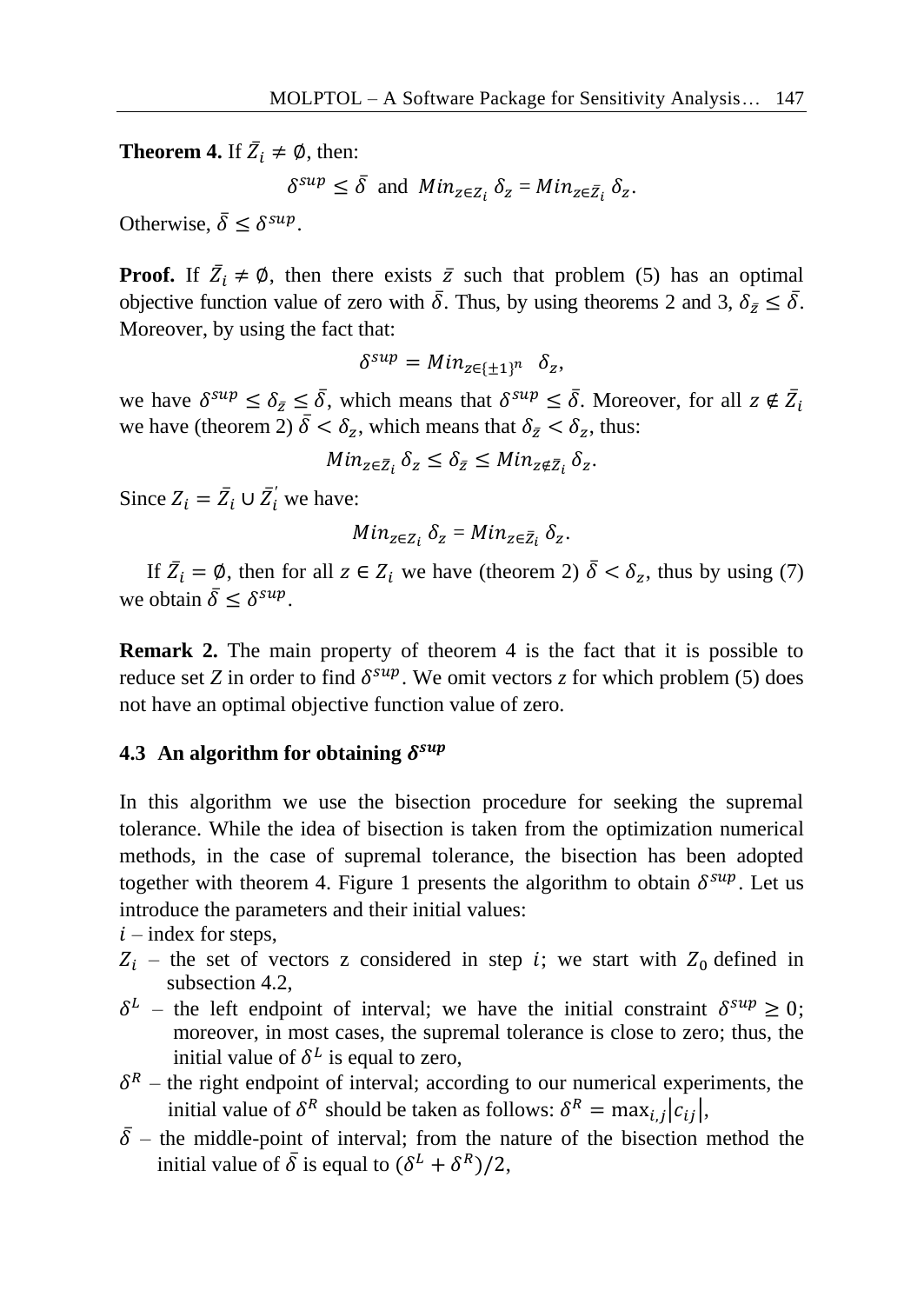**Theorem 4.** If $\bar{Z}_i \neq \emptyset$, then:

$$\delta^{sup} \leq \bar{\delta} \text{ and } Min_{z \in Z_i} \delta_z = Min_{z \in \bar{Z}_i} \delta_z.$$

Otherwise, $\bar{\delta} \leq \delta^{sup}$.

**Proof.** If $\bar{Z}_i \neq \emptyset$, then there exists $\bar{z}$ such that problem (5) has an optimal objective function value of zero with $\bar{\delta}$. Thus, by using theorems 2 and 3, $\delta_{\bar{z}} \leq \bar{\delta}$. Moreover, by using the fact that:

$$\delta^{sup} = Min_{z \in \{\pm 1\}^n} \delta_z,$$

we have $\delta^{sup} \leq \delta_{\bar{z}} \leq \bar{\delta}$, which means that $\delta^{sup} \leq \bar{\delta}$. Moreover, for all $z \notin \bar{Z}_i$ we have (theorem 2) $\bar{\delta} < \delta_z$, which means that $\delta_{\bar{z}} < \delta_z$, thus:

$$Min_{z \in \bar{Z}_i} \delta_z \leq \delta_{\bar{z}} \leq Min_{z \notin \bar{Z}_i} \delta_z.$$

Since $Z_i = \bar{Z}_i \cup \bar{Z}_i^{'}$ we have:

$$Min_{z \in Z_i} \delta_z = Min_{z \in \bar{Z}_i} \delta_z.$$

If $\bar{Z}_i = \emptyset$, then for all $z \in Z_i$ we have (theorem 2) $\bar{\delta} < \delta_z$, thus by using (7) we obtain $\bar{\delta} \leq \delta^{sup}$.

**Remark 2.** The main property of theorem 4 is the fact that it is possible to reduce set $Z$ in order to find $\delta^{sup}$. We omit vectors $z$ for which problem (5) does not have an optimal objective function value of zero.

### 4.3 An algorithm for obtaining $\delta^{sup}$

In this algorithm we use the bisection procedure for seeking the supremal tolerance. While the idea of bisection is taken from the optimization numerical methods, in the case of supremal tolerance, the bisection has been adopted together with theorem 4. Figure 1 presents the algorithm to obtain $\delta^{sup}$. Let us introduce the parameters and their initial values:

- $i$ – index for steps,
- $Z_i$ – the set of vectors z considered in step $i$; we start with $Z_0$ defined in subsection 4.2,
- $\delta^L$ – the left endpoint of interval; we have the initial constraint $\delta^{sup} \geq 0$; moreover, in most cases, the supremal tolerance is close to zero; thus, the initial value of $\delta^L$ is equal to zero,
- $\delta^R$ – the right endpoint of interval; according to our numerical experiments, the initial value of $\delta^R$ should be taken as follows: $\delta^R = \max_{i,j} |c_{ij}|$,
- $\bar{\delta}$ – the middle-point of interval; from the nature of the bisection method the initial value of $\bar{\delta}$ is equal to $(\delta^L + \delta^R)/2$,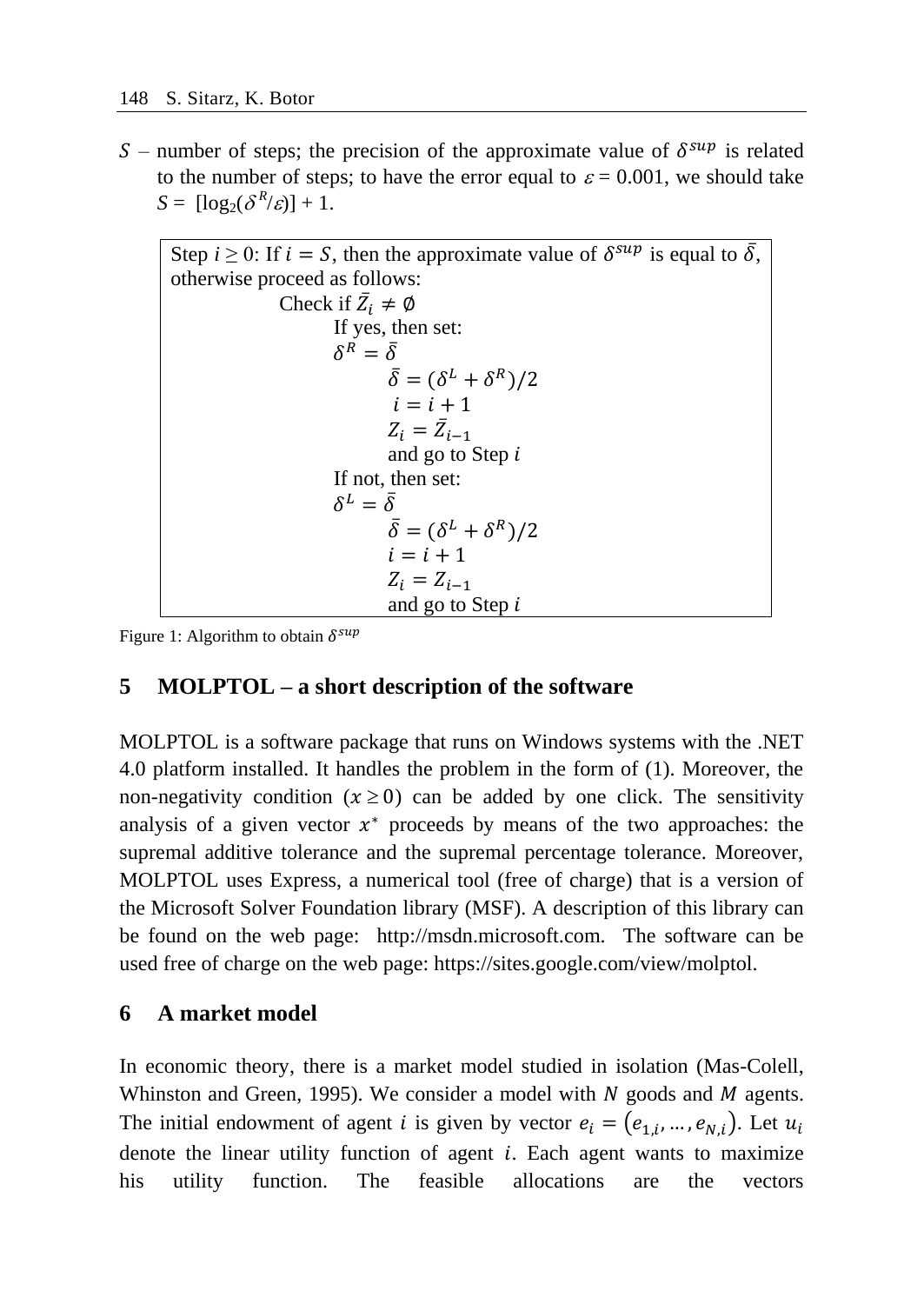$S$ – number of steps; the precision of the approximate value of $\delta^{sup}$ is related to the number of steps; to have the error equal to $\varepsilon = 0.001$, we should take $S = [\log_2(\delta^R/\varepsilon)] + 1$.

```
Step i ≥ 0: If i = S, then the approximate value of δ^sup is equal to δ̄,
otherwise proceed as follows:
        Check if Z̄_i ≠ ∅
            If yes, then set:
            δ^R = δ̄
                δ̄ = (δ^L + δ^R)/2
                i = i + 1
                Z_i = Z̄_{i−1}
                and go to Step i
            If not, then set:
            δ^L = δ̄
                δ̄ = (δ^L + δ^R)/2
                i = i + 1
                Z_i = Z_{i−1}
                and go to Step i
```

Figure 1: Algorithm to obtain $\delta^{sup}$

## 5 MOLPTOL – a short description of the software

MOLPTOL is a software package that runs on Windows systems with the .NET 4.0 platform installed. It handles the problem in the form of (1). Moreover, the non-negativity condition ($x \geq 0$) can be added by one click. The sensitivity analysis of a given vector $x^*$ proceeds by means of the two approaches: the supremal additive tolerance and the supremal percentage tolerance. Moreover, MOLPTOL uses Express, a numerical tool (free of charge) that is a version of the Microsoft Solver Foundation library (MSF). A description of this library can be found on the web page: http://msdn.microsoft.com. The software can be used free of charge on the web page: https://sites.google.com/view/molptol.

## 6 A market model

In economic theory, there is a market model studied in isolation (Mas-Colell, Whinston and Green, 1995). We consider a model with $N$ goods and $M$ agents. The initial endowment of agent $i$ is given by vector $e_i = (e_{1,i}, \ldots, e_{N,i})$. Let $u_i$ denote the linear utility function of agent $i$. Each agent wants to maximize his utility function. The feasible allocations are the vectors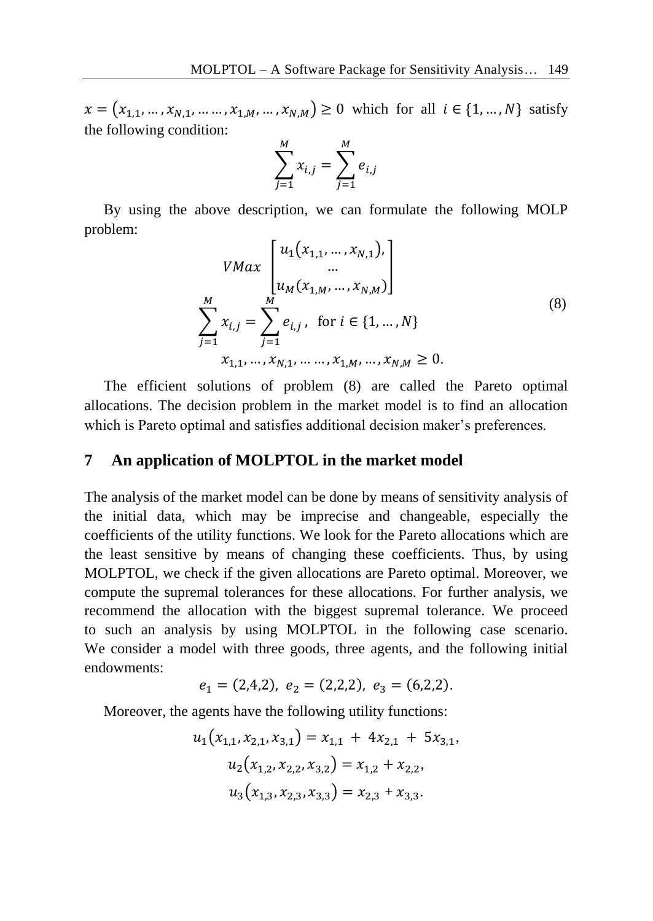$x = (x_{1,1}, \dots, x_{N,1}, \dots \dots, x_{1,M}, \dots, x_{N,M}) \geq 0$ which for all $i \in \{1, \dots, N\}$ satisfy the following condition:

$$\sum_{j=1}^{M} x_{i,j} = \sum_{j=1}^{M} e_{i,j}$$

By using the above description, we can formulate the following MOLP problem:

$$\begin{gathered} VMax \begin{bmatrix} u_1(x_{1,1}, \dots, x_{N,1}), \\ \dots \\ u_M(x_{1,M}, \dots, x_{N,M}) \end{bmatrix} \\ \sum_{j=1}^{M} x_{i,j} = \sum_{j=1}^{M} e_{i,j}, \;\; \text{for } i \in \{1, \dots, N\} \\ x_{1,1}, \dots, x_{N,1}, \dots \dots, x_{1,M}, \dots, x_{N,M} \geq 0. \end{gathered} \tag{8}$$

The efficient solutions of problem (8) are called the Pareto optimal allocations. The decision problem in the market model is to find an allocation which is Pareto optimal and satisfies additional decision maker's preferences.

## 7 An application of MOLPTOL in the market model

The analysis of the market model can be done by means of sensitivity analysis of the initial data, which may be imprecise and changeable, especially the coefficients of the utility functions. We look for the Pareto allocations which are the least sensitive by means of changing these coefficients. Thus, by using MOLPTOL, we check if the given allocations are Pareto optimal. Moreover, we compute the supremal tolerances for these allocations. For further analysis, we recommend the allocation with the biggest supremal tolerance. We proceed to such an analysis by using MOLPTOL in the following case scenario. We consider a model with three goods, three agents, and the following initial endowments:

$$e_1 = (2,4,2), \;\; e_2 = (2,2,2), \;\; e_3 = (6,2,2).$$

Moreover, the agents have the following utility functions:

$$u_1(x_{1,1}, x_{2,1}, x_{3,1}) = x_{1,1} + 4x_{2,1} + 5x_{3,1},$$

$$u_2(x_{1,2}, x_{2,2}, x_{3,2}) = x_{1,2} + x_{2,2},$$

$$u_3(x_{1,3}, x_{2,3}, x_{3,3}) = x_{2,3} + x_{3,3}.$$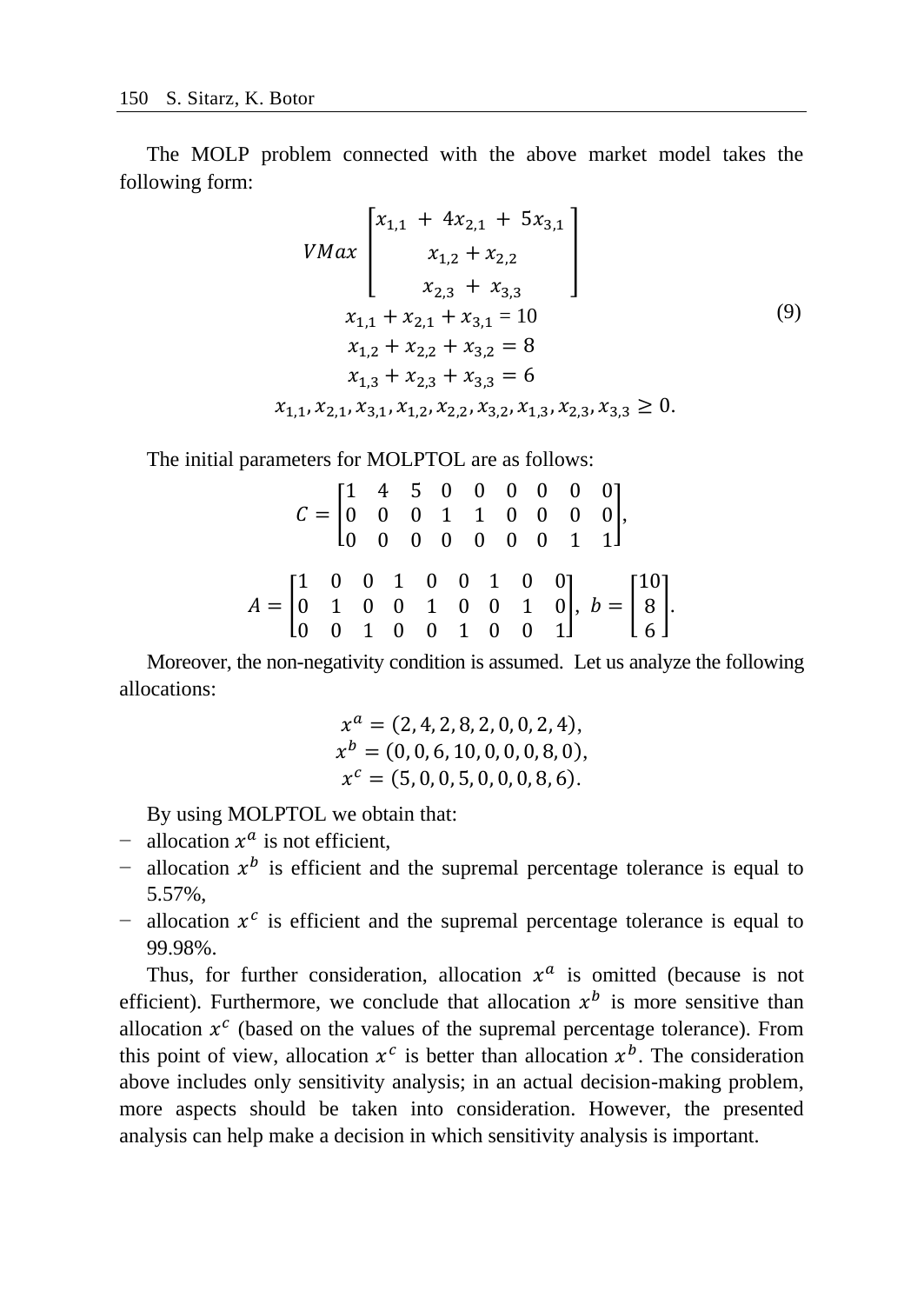The MOLP problem connected with the above market model takes the following form:

$$
\begin{gathered}
VMax \begin{bmatrix} x_{1,1} + 4x_{2,1} + 5x_{3,1} \\ x_{1,2} + x_{2,2} \\ x_{2,3} + x_{3,3} \end{bmatrix} \\
x_{1,1} + x_{2,1} + x_{3,1} = 10 \\
x_{1,2} + x_{2,2} + x_{3,2} = 8 \\
x_{1,3} + x_{2,3} + x_{3,3} = 6 \\
x_{1,1}, x_{2,1}, x_{3,1}, x_{1,2}, x_{2,2}, x_{3,2}, x_{1,3}, x_{2,3}, x_{3,3} \geq 0.
\end{gathered} \tag{9}
$$

The initial parameters for MOLPTOL are as follows:

$$
C = \begin{bmatrix} 1 & 4 & 5 & 0 & 0 & 0 & 0 & 0 & 0 \\ 0 & 0 & 0 & 1 & 1 & 0 & 0 & 0 & 0 \\ 0 & 0 & 0 & 0 & 0 & 0 & 0 & 1 & 1 \end{bmatrix},
$$

$$
A = \begin{bmatrix} 1 & 0 & 0 & 1 & 0 & 0 & 1 & 0 & 0 \\ 0 & 1 & 0 & 0 & 1 & 0 & 0 & 1 & 0 \\ 0 & 0 & 1 & 0 & 0 & 1 & 0 & 0 & 1 \end{bmatrix}, \; b = \begin{bmatrix} 10 \\ 8 \\ 6 \end{bmatrix}.
$$

Moreover, the non-negativity condition is assumed. Let us analyze the following allocations:

$$
\begin{gathered}
x^a = (2, 4, 2, 8, 2, 0, 0, 2, 4), \\
x^b = (0, 0, 6, 10, 0, 0, 0, 8, 0), \\
x^c = (5, 0, 0, 5, 0, 0, 0, 8, 6).
\end{gathered}
$$

By using MOLPTOL we obtain that:

- allocation $x^a$ is not efficient,
- allocation $x^b$ is efficient and the supremal percentage tolerance is equal to 5.57%,
- allocation $x^c$ is efficient and the supremal percentage tolerance is equal to 99.98%.

Thus, for further consideration, allocation $x^a$ is omitted (because is not efficient). Furthermore, we conclude that allocation $x^b$ is more sensitive than allocation $x^c$ (based on the values of the supremal percentage tolerance). From this point of view, allocation $x^c$ is better than allocation $x^b$. The consideration above includes only sensitivity analysis; in an actual decision-making problem, more aspects should be taken into consideration. However, the presented analysis can help make a decision in which sensitivity analysis is important.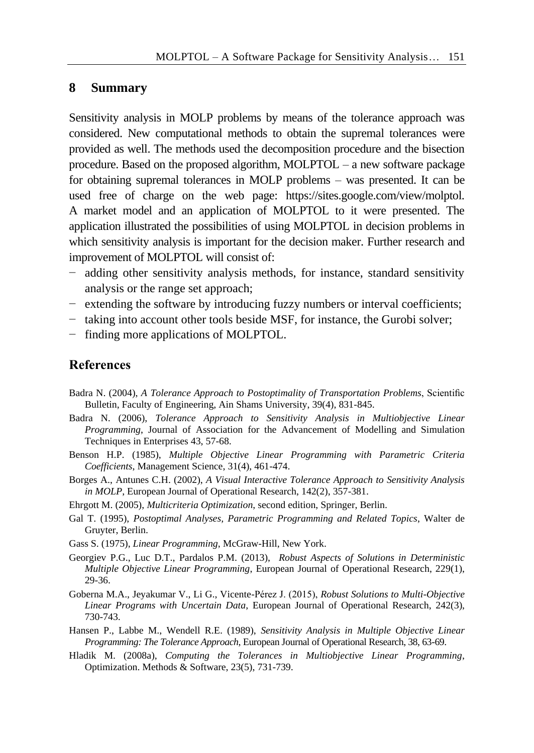## 8 Summary

Sensitivity analysis in MOLP problems by means of the tolerance approach was considered. New computational methods to obtain the supremal tolerances were provided as well. The methods used the decomposition procedure and the bisection procedure. Based on the proposed algorithm, MOLPTOL – a new software package for obtaining supremal tolerances in MOLP problems – was presented. It can be used free of charge on the web page: https://sites.google.com/view/molptol. A market model and an application of MOLPTOL to it were presented. The application illustrated the possibilities of using MOLPTOL in decision problems in which sensitivity analysis is important for the decision maker. Further research and improvement of MOLPTOL will consist of:

- adding other sensitivity analysis methods, for instance, standard sensitivity analysis or the range set approach;
- extending the software by introducing fuzzy numbers or interval coefficients;
- taking into account other tools beside MSF, for instance, the Gurobi solver;
- finding more applications of MOLPTOL.

## References

Badra N. (2004), *A Tolerance Approach to Postoptimality of Transportation Problems*, Scientific Bulletin, Faculty of Engineering, Ain Shams University, 39(4), 831-845.

Badra N. (2006), *Tolerance Approach to Sensitivity Analysis in Multiobjective Linear Programming*, Journal of Association for the Advancement of Modelling and Simulation Techniques in Enterprises 43, 57-68.

Benson H.P. (1985), *Multiple Objective Linear Programming with Parametric Criteria Coefficients*, Management Science, 31(4), 461-474.

Borges A., Antunes C.H. (2002), *A Visual Interactive Tolerance Approach to Sensitivity Analysis in MOLP*, European Journal of Operational Research, 142(2), 357-381.

Ehrgott M. (2005), *Multicriteria Optimization*, second edition, Springer, Berlin.

Gal T. (1995), *Postoptimal Analyses, Parametric Programming and Related Topics*, Walter de Gruyter, Berlin.

Gass S. (1975), *Linear Programming*, McGraw-Hill, New York.

Georgiev P.G., Luc D.T., Pardalos P.M. (2013), *Robust Aspects of Solutions in Deterministic Multiple Objective Linear Programming*, European Journal of Operational Research, 229(1), 29-36.

Goberna M.A., Jeyakumar V., Li G., Vicente-Pérez J. (2015), *Robust Solutions to Multi-Objective Linear Programs with Uncertain Data*, European Journal of Operational Research, 242(3), 730-743.

Hansen P., Labbe M., Wendell R.E. (1989), *Sensitivity Analysis in Multiple Objective Linear Programming: The Tolerance Approach*, European Journal of Operational Research, 38, 63-69.

Hladik M. (2008a), *Computing the Tolerances in Multiobjective Linear Programming*, Optimization. Methods & Software, 23(5), 731-739.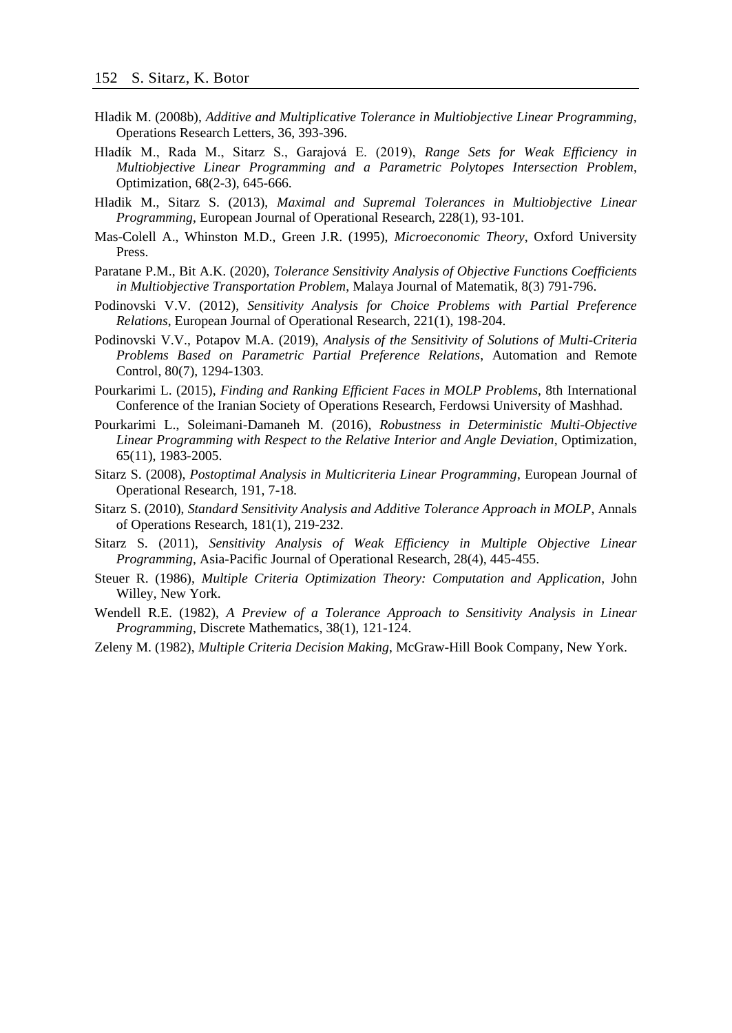Hladik M. (2008b), *Additive and Multiplicative Tolerance in Multiobjective Linear Programming*, Operations Research Letters, 36, 393-396.

Hladík M., Rada M., Sitarz S., Garajová E. (2019), *Range Sets for Weak Efficiency in Multiobjective Linear Programming and a Parametric Polytopes Intersection Problem*, Optimization, 68(2-3), 645-666.

Hladik M., Sitarz S. (2013), *Maximal and Supremal Tolerances in Multiobjective Linear Programming*, European Journal of Operational Research, 228(1), 93-101.

Mas-Colell A., Whinston M.D., Green J.R. (1995), *Microeconomic Theory*, Oxford University Press.

Paratane P.M., Bit A.K. (2020), *Tolerance Sensitivity Analysis of Objective Functions Coefficients in Multiobjective Transportation Problem*, Malaya Journal of Matematik, 8(3) 791-796.

Podinovski V.V. (2012), *Sensitivity Analysis for Choice Problems with Partial Preference Relations*, European Journal of Operational Research, 221(1), 198-204.

Podinovski V.V., Potapov M.A. (2019), *Analysis of the Sensitivity of Solutions of Multi-Criteria Problems Based on Parametric Partial Preference Relations*, Automation and Remote Control, 80(7), 1294-1303.

Pourkarimi L. (2015), *Finding and Ranking Efficient Faces in MOLP Problems*, 8th International Conference of the Iranian Society of Operations Research, Ferdowsi University of Mashhad.

Pourkarimi L., Soleimani-Damaneh M. (2016), *Robustness in Deterministic Multi-Objective Linear Programming with Respect to the Relative Interior and Angle Deviation*, Optimization, 65(11), 1983-2005.

Sitarz S. (2008), *Postoptimal Analysis in Multicriteria Linear Programming*, European Journal of Operational Research, 191, 7-18.

Sitarz S. (2010), *Standard Sensitivity Analysis and Additive Tolerance Approach in MOLP*, Annals of Operations Research, 181(1), 219-232.

Sitarz S. (2011), *Sensitivity Analysis of Weak Efficiency in Multiple Objective Linear Programming*, Asia-Pacific Journal of Operational Research, 28(4), 445-455.

Steuer R. (1986), *Multiple Criteria Optimization Theory: Computation and Application*, John Willey, New York.

Wendell R.E. (1982), *A Preview of a Tolerance Approach to Sensitivity Analysis in Linear Programming*, Discrete Mathematics, 38(1), 121-124.

Zeleny M. (1982), *Multiple Criteria Decision Making*, McGraw-Hill Book Company, New York.